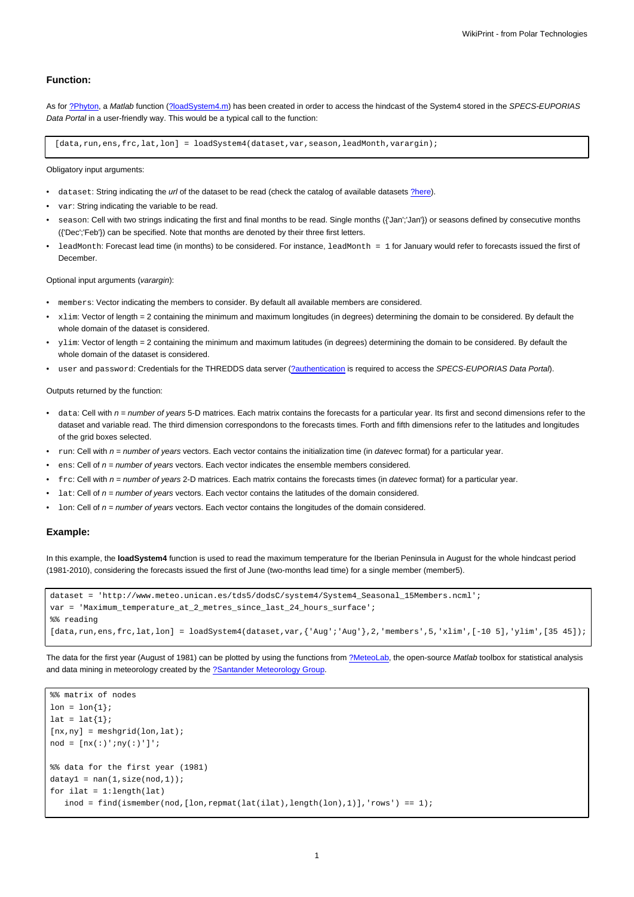### Function:

As for [?Phyton](), a *Matlab* function ([?loadSystem4.m]()) has been created in order to access the hindcast of the System4 stored in the *SPECS-EUPORIAS Data Portal* in a user-friendly way. This would be a typical call to the function:

```
[data,run,ens,frc,lat,lon] = loadSystem4(dataset,var,season,leadMonth,varargin);
```

Obligatory input arguments:

- `dataset`: String indicating the *url* of the dataset to be read (check the catalog of available datasets [?here]()).
- `var`: String indicating the variable to be read.
- `season`: Cell with two strings indicating the first and final months to be read. Single months ({'Jan';'Jan'}) or seasons defined by consecutive months ({'Dec';'Feb'}) can be specified. Note that months are denoted by their three first letters.
- `leadMonth`: Forecast lead time (in months) to be considered. For instance, `leadMonth = 1` for January would refer to forecasts issued the first of December.

Optional input arguments (*varargin*):

- `members`: Vector indicating the members to consider. By default all available members are considered.
- `xlim`: Vector of length = 2 containing the minimum and maximum longitudes (in degrees) determining the domain to be considered. By default the whole domain of the dataset is considered.
- `ylim`: Vector of length = 2 containing the minimum and maximum latitudes (in degrees) determining the domain to be considered. By default the whole domain of the dataset is considered.
- `user` and `password`: Credentials for the THREDDS data server ([?authentication]() is required to access the *SPECS-EUPORIAS Data Portal*).

Outputs returned by the function:

- `data`: Cell with *n = number of years* 5-D matrices. Each matrix contains the forecasts for a particular year. Its first and second dimensions refer to the dataset and variable read. The third dimension correspondons to the forecasts times. Forth and fifth dimensions refer to the latitudes and longitudes of the grid boxes selected.
- `run`: Cell with *n = number of years* vectors. Each vector contains the initialization time (in *datevec* format) for a particular year.
- `ens`: Cell of *n = number of years* vectors. Each vector indicates the ensemble members considered.
- `frc`: Cell with *n = number of years* 2-D matrices. Each matrix contains the forecasts times (in *datevec* format) for a particular year.
- `lat`: Cell of *n = number of years* vectors. Each vector contains the latitudes of the domain considered.
- `lon`: Cell of *n = number of years* vectors. Each vector contains the longitudes of the domain considered.

### Example:

In this example, the **loadSystem4** function is used to read the maximum temperature for the Iberian Peninsula in August for the whole hindcast period (1981-2010), considering the forecasts issued the first of June (two-months lead time) for a single member (member5).

```
dataset = 'http://www.meteo.unican.es/tds5/dodsC/system4/System4_Seasonal_15Members.ncml';
var = 'Maximum_temperature_at_2_metres_since_last_24_hours_surface';
%% reading
[data,run,ens,frc,lat,lon] = loadSystem4(dataset,var,{'Aug';'Aug'},2,'members',5,'xlim',[-10 5],'ylim',[35 45]);
```

The data for the first year (August of 1981) can be plotted by using the functions from [?MeteoLab](), the open-source *Matlab* toolbox for statistical analysis and data mining in meteorology created by the [?Santander Meteorology Group]().

```
%% matrix of nodes
lon = lon{1};
lat = lat{1};
[nx,ny] = meshgrid(lon,lat);
nod = [nx(:)';ny(:)']';

%% data for the first year (1981)
datay1 = nan(1,size(nod,1));
for ilat = 1:length(lat)
   inod = find(ismember(nod,[lon,repmat(lat(ilat),length(lon),1)],'rows') == 1);
```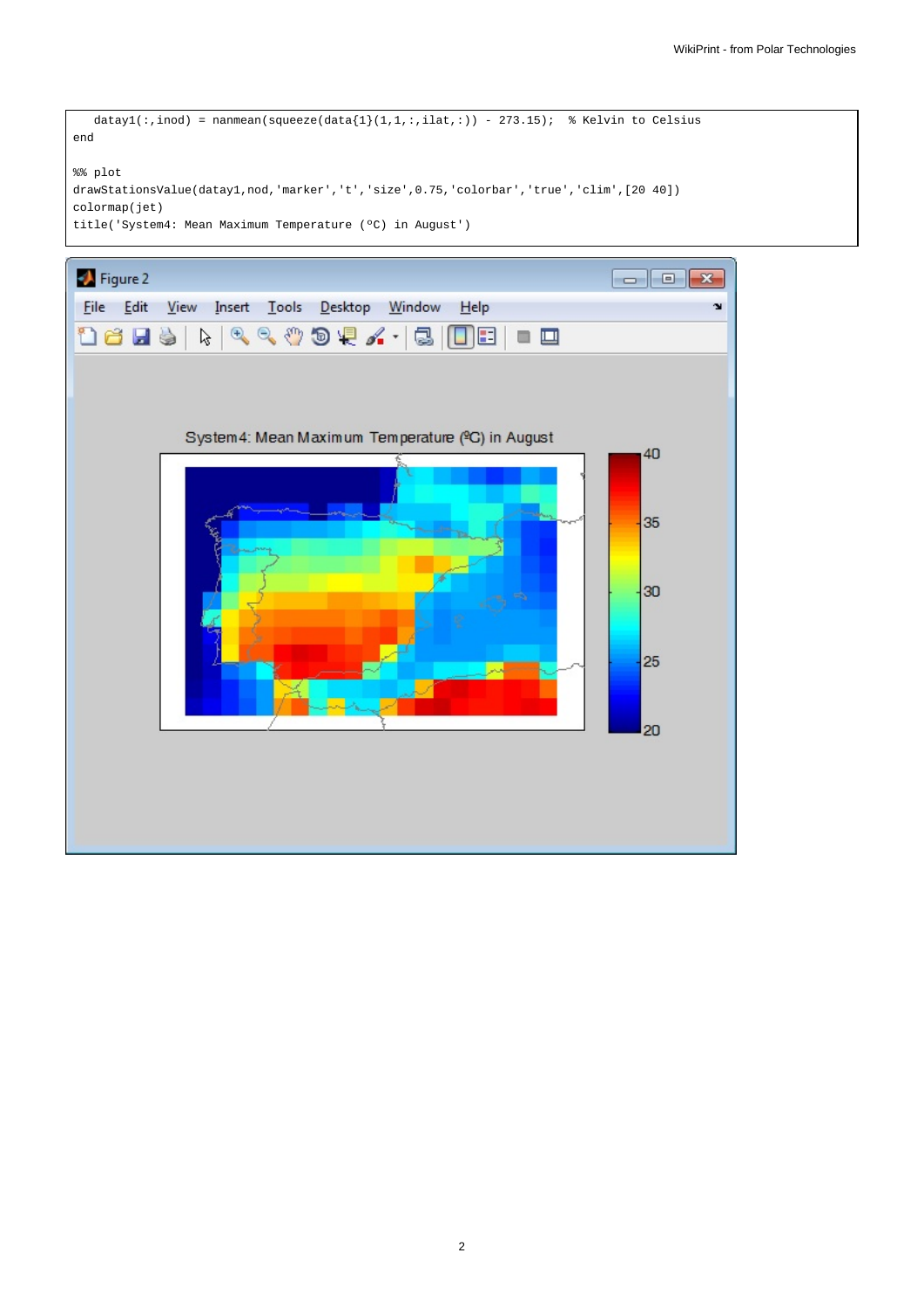```
    datay1(:,inod) = nanmean(squeeze(data{1}(1,1,:,ilat,:)) - 273.15);  % Kelvin to Celsius
end

%% plot
drawStationsValue(datay1,nod,'marker','t','size',0.75,'colorbar','true','clim',[20 40])
colormap(jet)
title('System4: Mean Maximum Temperature (ºC) in August')
```

Figure 2

File Edit View Insert Tools Desktop Window Help

System4: Mean Maximum Temperature (ºC) in August

40
35
30
25
20